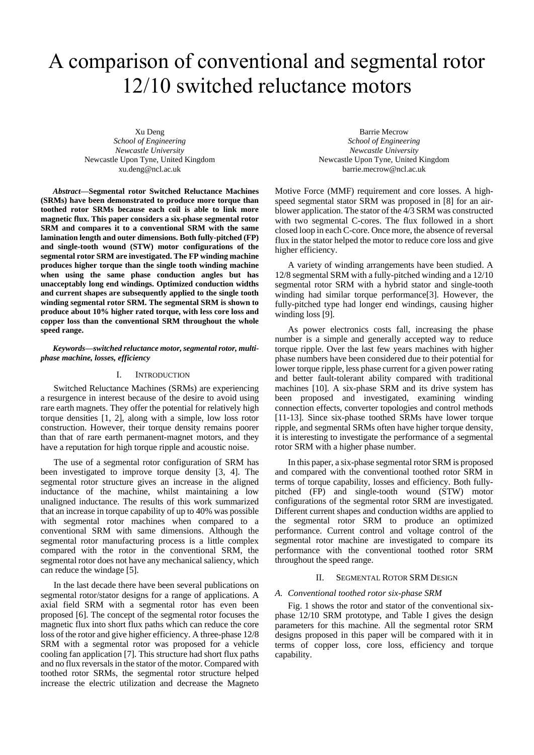# A comparison of conventional and segmental rotor 12/10 switched reluctance motors

Xu Deng
*School of Engineering*
*Newcastle University*
Newcastle Upon Tyne, United Kingdom
xu.deng@ncl.ac.uk

Barrie Mecrow
*School of Engineering*
*Newcastle University*
Newcastle Upon Tyne, United Kingdom
barrie.mecrow@ncl.ac.uk

***Abstract*—Segmental rotor Switched Reluctance Machines (SRMs) have been demonstrated to produce more torque than toothed rotor SRMs because each coil is able to link more magnetic flux. This paper considers a six-phase segmental rotor SRM and compares it to a conventional SRM with the same lamination length and outer dimensions. Both fully-pitched (FP) and single-tooth wound (STW) motor configurations of the segmental rotor SRM are investigated. The FP winding machine produces higher torque than the single tooth winding machine when using the same phase conduction angles but has unacceptably long end windings. Optimized conduction widths and current shapes are subsequently applied to the single tooth winding segmental rotor SRM. The segmental SRM is shown to produce about 10% higher rated torque, with less core loss and copper loss than the conventional SRM throughout the whole speed range.**

***Keywords*—*switched reluctance motor, segmental rotor, multi-phase machine, losses, efficiency***

## I. Introduction

Switched Reluctance Machines (SRMs) are experiencing a resurgence in interest because of the desire to avoid using rare earth magnets. They offer the potential for relatively high torque densities [1, 2], along with a simple, low loss rotor construction. However, their torque density remains poorer than that of rare earth permanent-magnet motors, and they have a reputation for high torque ripple and acoustic noise.

The use of a segmental rotor configuration of SRM has been investigated to improve torque density [3, 4]. The segmental rotor structure gives an increase in the aligned inductance of the machine, whilst maintaining a low unaligned inductance. The results of this work summarized that an increase in torque capability of up to 40% was possible with segmental rotor machines when compared to a conventional SRM with same dimensions. Although the segmental rotor manufacturing process is a little complex compared with the rotor in the conventional SRM, the segmental rotor does not have any mechanical saliency, which can reduce the windage [5].

In the last decade there have been several publications on segmental rotor/stator designs for a range of applications. A axial field SRM with a segmental rotor has even been proposed [6]. The concept of the segmental rotor focuses the magnetic flux into short flux paths which can reduce the core loss of the rotor and give higher efficiency. A three-phase 12/8 SRM with a segmental rotor was proposed for a vehicle cooling fan application [7]. This structure had short flux paths and no flux reversals in the stator of the motor. Compared with toothed rotor SRMs, the segmental rotor structure helped increase the electric utilization and decrease the Magneto Motive Force (MMF) requirement and core losses. A high-speed segmental stator SRM was proposed in [8] for an air-blower application. The stator of the 4/3 SRM was constructed with two segmental C-cores. The flux followed in a short closed loop in each C-core. Once more, the absence of reversal flux in the stator helped the motor to reduce core loss and give higher efficiency.

A variety of winding arrangements have been studied. A 12/8 segmental SRM with a fully-pitched winding and a 12/10 segmental rotor SRM with a hybrid stator and single-tooth winding had similar torque performance[3]. However, the fully-pitched type had longer end windings, causing higher winding loss [9].

As power electronics costs fall, increasing the phase number is a simple and generally accepted way to reduce torque ripple. Over the last few years machines with higher phase numbers have been considered due to their potential for lower torque ripple, less phase current for a given power rating and better fault-tolerant ability compared with traditional machines [10]. A six-phase SRM and its drive system has been proposed and investigated, examining winding connection effects, converter topologies and control methods [11-13]. Since six-phase toothed SRMs have lower torque ripple, and segmental SRMs often have higher torque density, it is interesting to investigate the performance of a segmental rotor SRM with a higher phase number.

In this paper, a six-phase segmental rotor SRM is proposed and compared with the conventional toothed rotor SRM in terms of torque capability, losses and efficiency. Both fully-pitched (FP) and single-tooth wound (STW) motor configurations of the segmental rotor SRM are investigated. Different current shapes and conduction widths are applied to the segmental rotor SRM to produce an optimized performance. Current control and voltage control of the segmental rotor machine are investigated to compare its performance with the conventional toothed rotor SRM throughout the speed range.

## II. Segmental Rotor SRM Design

### A. Conventional toothed rotor six-phase SRM

Fig. 1 shows the rotor and stator of the conventional six-phase 12/10 SRM prototype, and Table I gives the design parameters for this machine. All the segmental rotor SRM designs proposed in this paper will be compared with it in terms of copper loss, core loss, efficiency and torque capability.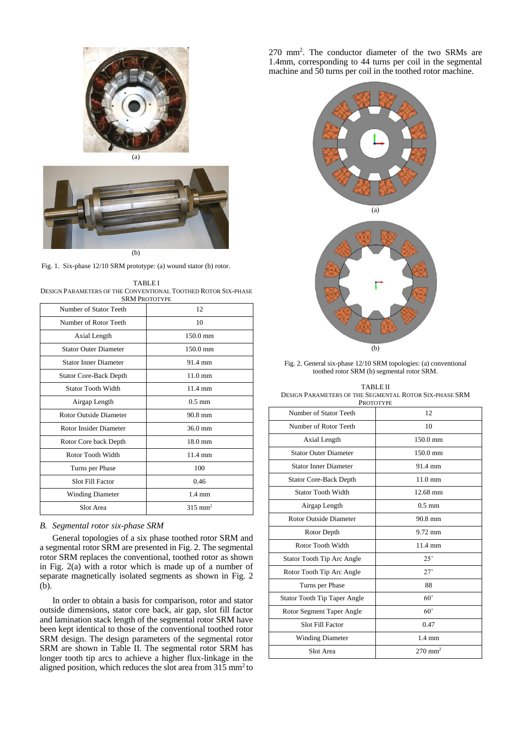(a)

(b)

Fig. 1. Six-phase 12/10 SRM prototype: (a) wound stator (b) rotor.

TABLE I
DESIGN PARAMETERS OF THE CONVENTIONAL TOOTHED ROTOR SIX-PHASE SRM PROTOTYPE

| Number of Stator Teeth | 12 |
|---|---|
| Number of Rotor Teeth | 10 |
| Axial Length | 150.0 mm |
| Stator Outer Diameter | 150.0 mm |
| Stator Inner Diameter | 91.4 mm |
| Stator Core-Back Depth | 11.0 mm |
| Stator Tooth Width | 11.4 mm |
| Airgap Length | 0.5 mm |
| Rotor Outside Diameter | 90.8 mm |
| Rotor Insider Diameter | 36.0 mm |
| Rotor Core back Depth | 18.0 mm |
| Rotor Tooth Width | 11.4 mm |
| Turns per Phase | 100 |
| Slot Fill Factor | 0.46 |
| Winding Diameter | 1.4 mm |
| Slot Area | 315 mm$^2$ |

### *B. Segmental rotor six-phase SRM*

General topologies of a six phase toothed rotor SRM and a segmental rotor SRM are presented in Fig. 2. The segmental rotor SRM replaces the conventional, toothed rotor as shown in Fig. 2(a) with a rotor which is made up of a number of separate magnetically isolated segments as shown in Fig. 2 (b).

In order to obtain a basis for comparison, rotor and stator outside dimensions, stator core back, air gap, slot fill factor and lamination stack length of the segmental rotor SRM have been kept identical to those of the conventional toothed rotor SRM design. The design parameters of the segmental rotor SRM are shown in Table II. The segmental rotor SRM has longer tooth tip arcs to achieve a higher flux-linkage in the aligned position, which reduces the slot area from 315 mm$^2$ to 270 mm$^2$. The conductor diameter of the two SRMs are 1.4mm, corresponding to 44 turns per coil in the segmental machine and 50 turns per coil in the toothed rotor machine.

(a)

(b)

Fig. 2. General six-phase 12/10 SRM topologies: (a) conventional toothed rotor SRM (b) segmental rotor SRM.

TABLE II
DESIGN PARAMETERS OF THE SEGMENTAL ROTOR SIX-PHASE SRM PROTOTYPE

| Number of Stator Teeth | 12 |
|---|---|
| Number of Rotor Teeth | 10 |
| Axial Length | 150.0 mm |
| Stator Outer Diameter | 150.0 mm |
| Stator Inner Diameter | 91.4 mm |
| Stator Core-Back Depth | 11.0 mm |
| Stator Tooth Width | 12.68 mm |
| Airgap Length | 0.5 mm |
| Rotor Outside Diameter | 90.8 mm |
| Rotor Depth | 9.72 mm |
| Rotor Tooth Width | 11.4 mm |
| Stator Tooth Tip Arc Angle | 25° |
| Rotor Tooth Tip Arc Angle | 27° |
| Turns per Phase | 88 |
| Stator Tooth Tip Taper Angle | 60° |
| Rotor Segment Taper Angle | 60° |
| Slot Fill Factor | 0.47 |
| Winding Diameter | 1.4 mm |
| Slot Area | 270 mm$^2$ |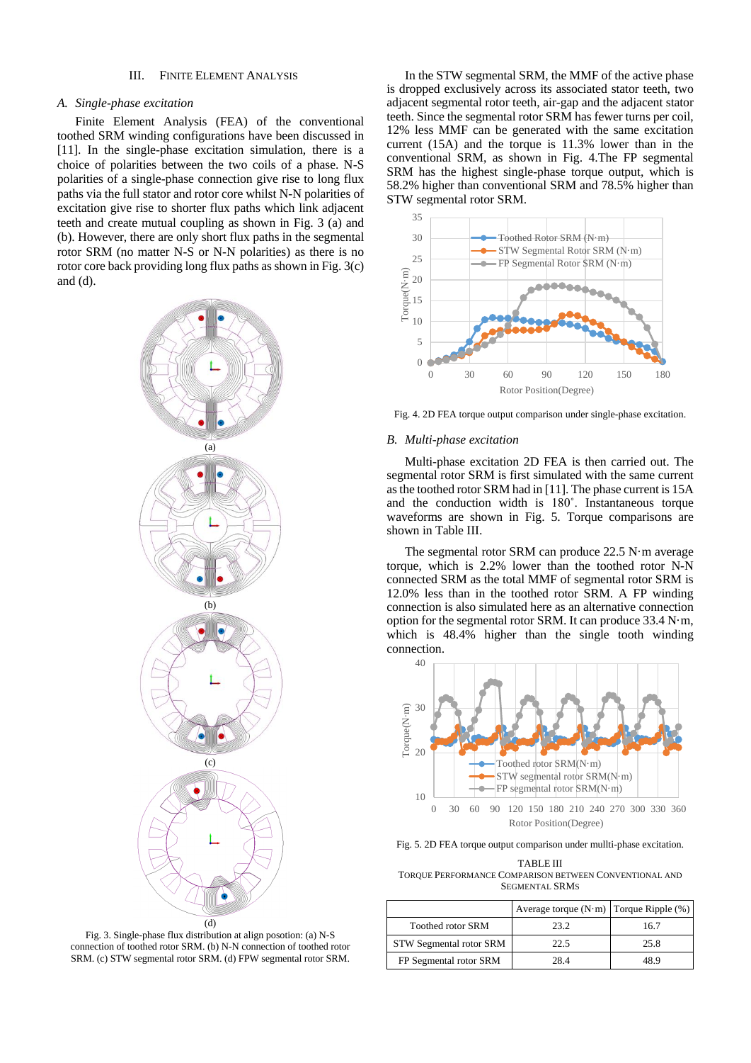## III. Finite Element Analysis

### *A. Single-phase excitation*

Finite Element Analysis (FEA) of the conventional toothed SRM winding configurations have been discussed in [11]. In the single-phase excitation simulation, there is a choice of polarities between the two coils of a phase. N-S polarities of a single-phase connection give rise to long flux paths via the full stator and rotor core whilst N-N polarities of excitation give rise to shorter flux paths which link adjacent teeth and create mutual coupling as shown in Fig. 3 (a) and (b). However, there are only short flux paths in the segmental rotor SRM (no matter N-S or N-N polarities) as there is no rotor core back providing long flux paths as shown in Fig. 3(c) and (d).

Fig. 3. Single-phase flux distribution at align posotion: (a) N-S connection of toothed rotor SRM. (b) N-N connection of toothed rotor SRM. (c) STW segmental rotor SRM. (d) FPW segmental rotor SRM.

In the STW segmental SRM, the MMF of the active phase is dropped exclusively across its associated stator teeth, two adjacent segmental rotor teeth, air-gap and the adjacent stator teeth. Since the segmental rotor SRM has fewer turns per coil, 12% less MMF can be generated with the same excitation current (15A) and the torque is 11.3% lower than in the conventional SRM, as shown in Fig. 4.The FP segmental SRM has the highest single-phase torque output, which is 58.2% higher than conventional SRM and 78.5% higher than STW segmental rotor SRM.

Fig. 4. 2D FEA torque output comparison under single-phase excitation.

### *B. Multi-phase excitation*

Multi-phase excitation 2D FEA is then carried out. The segmental rotor SRM is first simulated with the same current as the toothed rotor SRM had in [11]. The phase current is 15A and the conduction width is 180˚. Instantaneous torque waveforms are shown in Fig. 5. Torque comparisons are shown in Table III.

The segmental rotor SRM can produce 22.5 N·m average torque, which is 2.2% lower than the toothed rotor N-N connected SRM as the total MMF of segmental rotor SRM is 12.0% less than in the toothed rotor SRM. A FP winding connection is also simulated here as an alternative connection option for the segmental rotor SRM. It can produce 33.4 N·m, which is 48.4% higher than the single tooth winding connection.

Fig. 5. 2D FEA torque output comparison under mullti-phase excitation.

TABLE III
Torque Performance Comparison between Conventional and Segmental SRMs

| | Average torque (N·m) | Torque Ripple (%) |
|---|---|---|
| Toothed rotor SRM | 23.2 | 16.7 |
| STW Segmental rotor SRM | 22.5 | 25.8 |
| FP Segmental rotor SRM | 28.4 | 48.9 |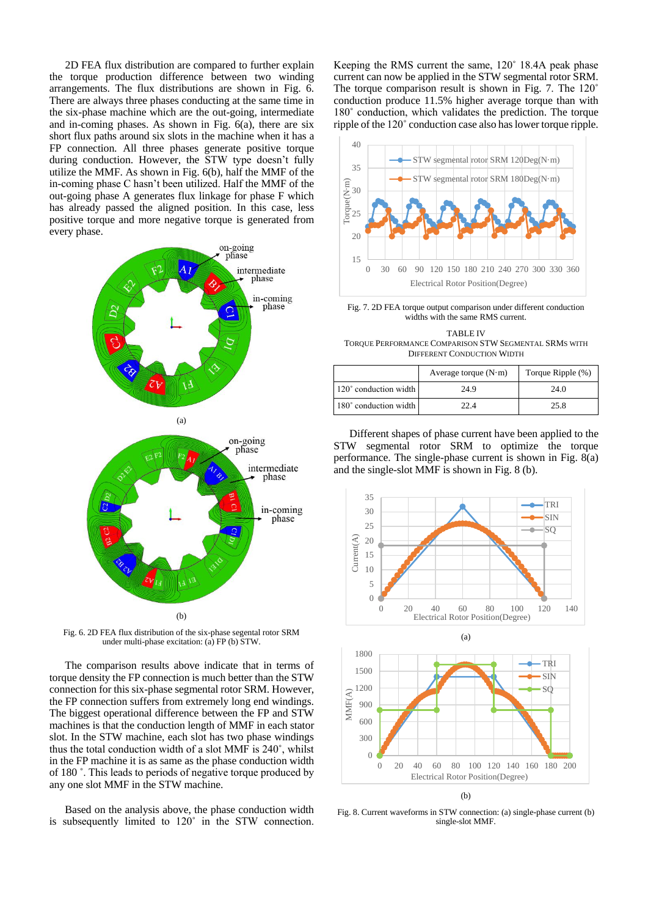2D FEA flux distribution are compared to further explain the torque production difference between two winding arrangements. The flux distributions are shown in Fig. 6. There are always three phases conducting at the same time in the six-phase machine which are the out-going, intermediate and in-coming phases. As shown in Fig. 6(a), there are six short flux paths around six slots in the machine when it has a FP connection. All three phases generate positive torque during conduction. However, the STW type doesn't fully utilize the MMF. As shown in Fig. 6(b), half the MMF of the in-coming phase C hasn't been utilized. Half the MMF of the out-going phase A generates flux linkage for phase F which has already passed the aligned position. In this case, less positive torque and more negative torque is generated from every phase.

(a)

(b)

Fig. 6. 2D FEA flux distribution of the six-phase segental rotor SRM under multi-phase excitation: (a) FP (b) STW.

The comparison results above indicate that in terms of torque density the FP connection is much better than the STW connection for this six-phase segmental rotor SRM. However, the FP connection suffers from extremely long end windings. The biggest operational difference between the FP and STW machines is that the conduction length of MMF in each stator slot. In the STW machine, each slot has two phase windings thus the total conduction width of a slot MMF is 240˚, whilst in the FP machine it is as same as the phase conduction width of 180 ˚. This leads to periods of negative torque produced by any one slot MMF in the STW machine.

Based on the analysis above, the phase conduction width is subsequently limited to 120˚ in the STW connection. Keeping the RMS current the same, 120˚ 18.4A peak phase current can now be applied in the STW segmental rotor SRM. The torque comparison result is shown in Fig. 7. The 120˚ conduction produce 11.5% higher average torque than with 180˚ conduction, which validates the prediction. The torque ripple of the 120˚ conduction case also has lower torque ripple.

Fig. 7. 2D FEA torque output comparison under different conduction widths with the same RMS current.

TABLE IV
TORQUE PERFORMANCE COMPARISON STW SEGMENTAL SRMS WITH DIFFERENT CONDUCTION WIDTH

| | Average torque (N·m) | Torque Ripple (%) |
|---|---|---|
| 120˚ conduction width | 24.9 | 24.0 |
| 180˚ conduction width | 22.4 | 25.8 |

Different shapes of phase current have been applied to the STW segmental rotor SRM to optimize the torque performance. The single-phase current is shown in Fig. 8(a) and the single-slot MMF is shown in Fig. 8 (b).

(a)

(b)

Fig. 8. Current waveforms in STW connection: (a) single-phase current (b) single-slot MMF.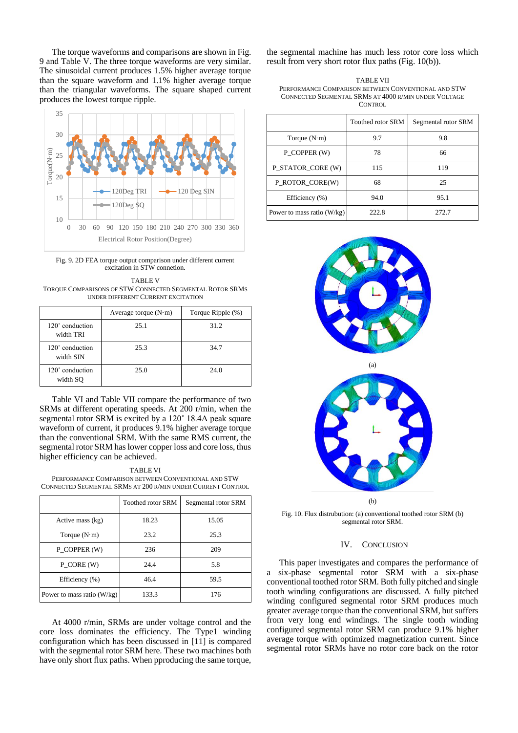The torque waveforms and comparisons are shown in Fig. 9 and Table V. The three torque waveforms are very similar. The sinusoidal current produces 1.5% higher average torque than the square waveform and 1.1% higher average torque than the triangular waveforms. The square shaped current produces the lowest torque ripple.

Fig. 9. 2D FEA torque output comparison under different current excitation in STW connetion.

TABLE V
TORQUE COMPARISONS OF STW CONNECTED SEGMENTAL ROTOR SRMS UNDER DIFFERENT CURRENT EXCITATION

| | Average torque (N·m) | Torque Ripple (%) |
|---|---|---|
| 120˚ conduction width TRI | 25.1 | 31.2 |
| 120˚ conduction width SIN | 25.3 | 34.7 |
| 120˚ conduction width SQ | 25.0 | 24.0 |

Table VI and Table VII compare the performance of two SRMs at different operating speeds. At 200 r/min, when the segmental rotor SRM is excited by a 120˚ 18.4A peak square waveform of current, it produces 9.1% higher average torque than the conventional SRM. With the same RMS current, the segmental rotor SRM has lower copper loss and core loss, thus higher efficiency can be achieved.

TABLE VI
PERFORMANCE COMPARISON BETWEEN CONVENTIONAL AND STW CONNECTED SEGMENTAL SRMS AT 200 R/MIN UNDER CURRENT CONTROL

| | Toothed rotor SRM | Segmental rotor SRM |
|---|---|---|
| Active mass (kg) | 18.23 | 15.05 |
| Torque (N·m) | 23.2 | 25.3 |
| P_COPPER (W) | 236 | 209 |
| P_CORE (W) | 24.4 | 5.8 |
| Efficiency (%) | 46.4 | 59.5 |
| Power to mass ratio (W/kg) | 133.3 | 176 |

At 4000 r/min, SRMs are under voltage control and the core loss dominates the efficiency. The Type1 winding configuration which has been discussed in [11] is compared with the segmental rotor SRM here. These two machines both have only short flux paths. When pproducing the same torque, the segmental machine has much less rotor core loss which result from very short rotor flux paths (Fig. 10(b)).

TABLE VII
PERFORMANCE COMPARISON BETWEEN CONVENTIONAL AND STW CONNECTED SEGMENTAL SRMS AT 4000 R/MIN UNDER VOLTAGE CONTROL

| | Toothed rotor SRM | Segmental rotor SRM |
|---|---|---|
| Torque (N·m) | 9.7 | 9.8 |
| P_COPPER (W) | 78 | 66 |
| P_STATOR_CORE (W) | 115 | 119 |
| P_ROTOR_CORE(W) | 68 | 25 |
| Efficiency (%) | 94.0 | 95.1 |
| Power to mass ratio (W/kg) | 222.8 | 272.7 |

(a)

(b)

Fig. 10. Flux distrubution: (a) conventional toothed rotor SRM (b) segmental rotor SRM.

## IV. CONCLUSION

This paper investigates and compares the performance of a six-phase segmental rotor SRM with a six-phase conventional toothed rotor SRM. Both fully pitched and single tooth winding configurations are discussed. A fully pitched winding configured segmental rotor SRM produces much greater average torque than the conventional SRM, but suffers from very long end windings. The single tooth winding configured segmental rotor SRM can produce 9.1% higher average torque with optimized magnetization current. Since segmental rotor SRMs have no rotor core back on the rotor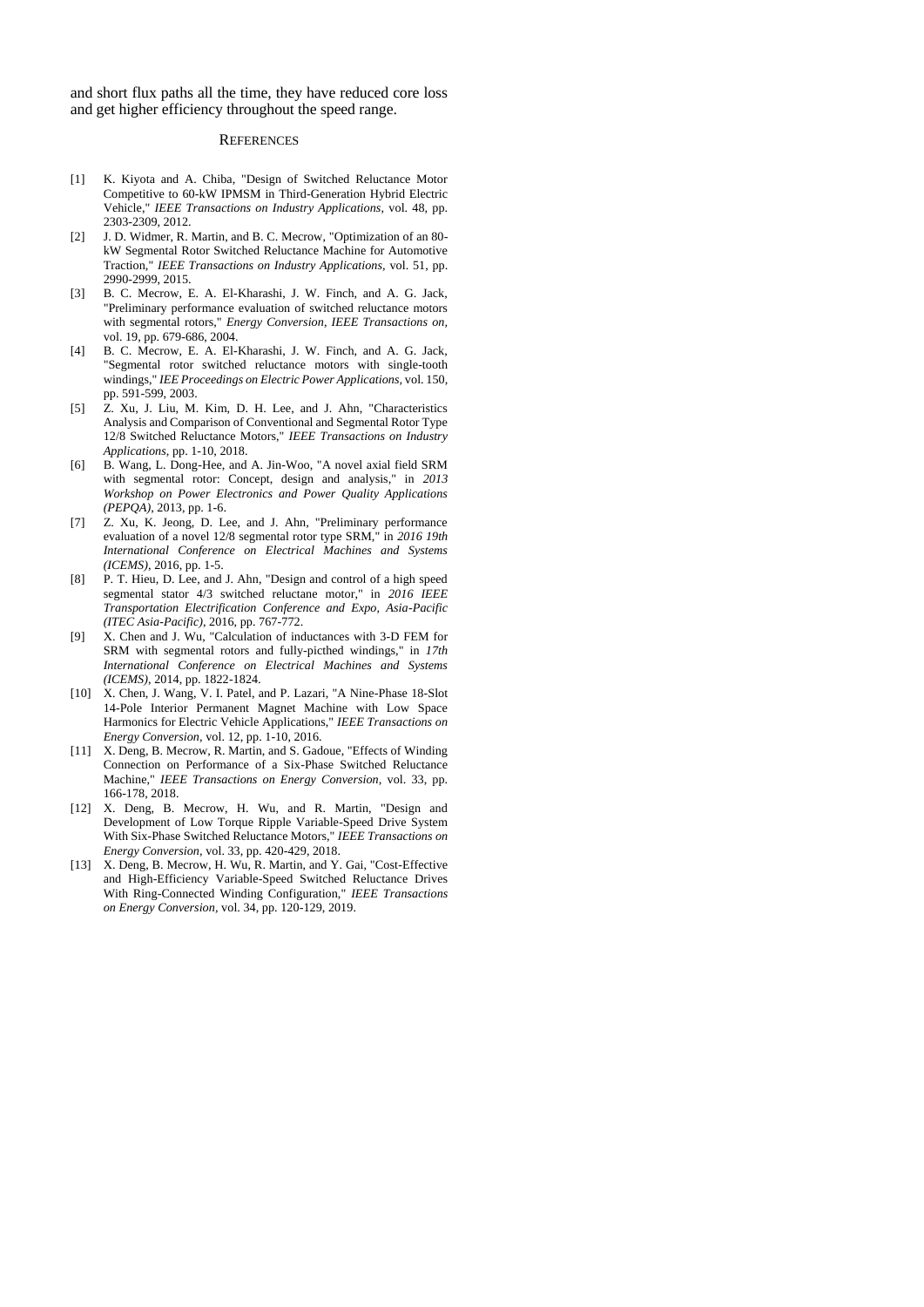and short flux paths all the time, they have reduced core loss and get higher efficiency throughout the speed range.

## References

[1] K. Kiyota and A. Chiba, "Design of Switched Reluctance Motor Competitive to 60-kW IPMSM in Third-Generation Hybrid Electric Vehicle," *IEEE Transactions on Industry Applications,* vol. 48, pp. 2303-2309, 2012.

[2] J. D. Widmer, R. Martin, and B. C. Mecrow, "Optimization of an 80-kW Segmental Rotor Switched Reluctance Machine for Automotive Traction," *IEEE Transactions on Industry Applications,* vol. 51, pp. 2990-2999, 2015.

[3] B. C. Mecrow, E. A. El-Kharashi, J. W. Finch, and A. G. Jack, "Preliminary performance evaluation of switched reluctance motors with segmental rotors," *Energy Conversion, IEEE Transactions on,* vol. 19, pp. 679-686, 2004.

[4] B. C. Mecrow, E. A. El-Kharashi, J. W. Finch, and A. G. Jack, "Segmental rotor switched reluctance motors with single-tooth windings," *IEE Proceedings on Electric Power Applications,* vol. 150, pp. 591-599, 2003.

[5] Z. Xu, J. Liu, M. Kim, D. H. Lee, and J. Ahn, "Characteristics Analysis and Comparison of Conventional and Segmental Rotor Type 12/8 Switched Reluctance Motors," *IEEE Transactions on Industry Applications,* pp. 1-10, 2018.

[6] B. Wang, L. Dong-Hee, and A. Jin-Woo, "A novel axial field SRM with segmental rotor: Concept, design and analysis," in *2013 Workshop on Power Electronics and Power Quality Applications (PEPQA),* 2013, pp. 1-6.

[7] Z. Xu, K. Jeong, D. Lee, and J. Ahn, "Preliminary performance evaluation of a novel 12/8 segmental rotor type SRM," in *2016 19th International Conference on Electrical Machines and Systems (ICEMS),* 2016, pp. 1-5.

[8] P. T. Hieu, D. Lee, and J. Ahn, "Design and control of a high speed segmental stator 4/3 switched reluctane motor," in *2016 IEEE Transportation Electrification Conference and Expo, Asia-Pacific (ITEC Asia-Pacific),* 2016, pp. 767-772.

[9] X. Chen and J. Wu, "Calculation of inductances with 3-D FEM for SRM with segmental rotors and fully-picthed windings," in *17th International Conference on Electrical Machines and Systems (ICEMS),* 2014, pp. 1822-1824.

[10] X. Chen, J. Wang, V. I. Patel, and P. Lazari, "A Nine-Phase 18-Slot 14-Pole Interior Permanent Magnet Machine with Low Space Harmonics for Electric Vehicle Applications," *IEEE Transactions on Energy Conversion,* vol. 12, pp. 1-10, 2016.

[11] X. Deng, B. Mecrow, R. Martin, and S. Gadoue, "Effects of Winding Connection on Performance of a Six-Phase Switched Reluctance Machine," *IEEE Transactions on Energy Conversion,* vol. 33, pp. 166-178, 2018.

[12] X. Deng, B. Mecrow, H. Wu, and R. Martin, "Design and Development of Low Torque Ripple Variable-Speed Drive System With Six-Phase Switched Reluctance Motors," *IEEE Transactions on Energy Conversion,* vol. 33, pp. 420-429, 2018.

[13] X. Deng, B. Mecrow, H. Wu, R. Martin, and Y. Gai, "Cost-Effective and High-Efficiency Variable-Speed Switched Reluctance Drives With Ring-Connected Winding Configuration," *IEEE Transactions on Energy Conversion,* vol. 34, pp. 120-129, 2019.